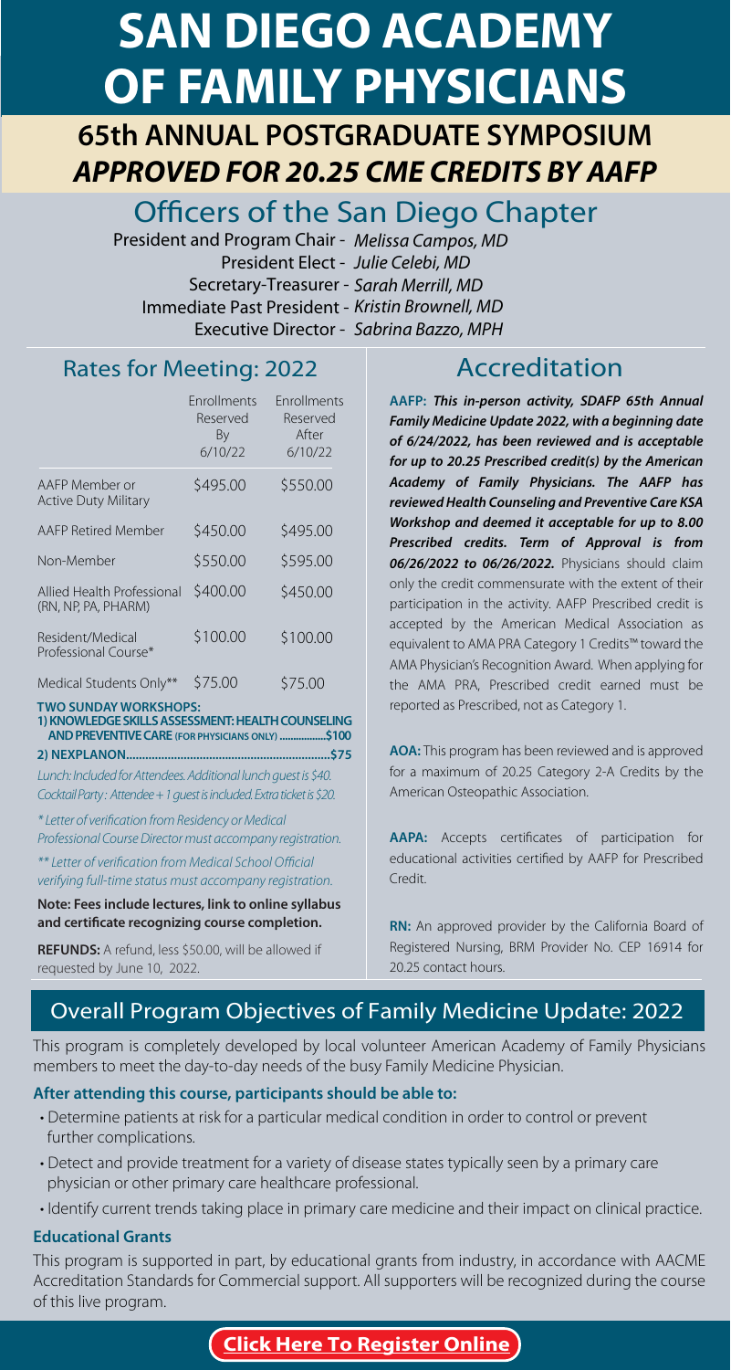# SAN DIEGO ACADEMY OF FAMILY PHYSICIANS

## 65th ANNUAL POSTGRADUATE SYMPOSIUM

## *APPROVED FOR 20.25 CME CREDITS BY AAFP*

## Officers of the San Diego Chapter

President and Program Chair - *Melissa Campos, MD*
President Elect - *Julie Celebi, MD*
Secretary-Treasurer - *Sarah Merrill, MD*
Immediate Past President - *Kristin Brownell, MD*
Executive Director - *Sabrina Bazzo, MPH*

## Rates for Meeting: 2022

| | Enrollments Reserved By 6/10/22 | Enrollments Reserved After 6/10/22 |
|---|---|---|
| AAFP Member or Active Duty Military | $495.00 | $550.00 |
| AAFP Retired Member | $450.00 | $495.00 |
| Non-Member | $550.00 | $595.00 |
| Allied Health Professional (RN, NP, PA, PHARM) | $400.00 | $450.00 |
| Resident/Medical Professional Course* | $100.00 | $100.00 |
| Medical Students Only** | $75.00 | $75.00 |

**TWO SUNDAY WORKSHOPS:**
**1) KNOWLEDGE SKILLS ASSESSMENT: HEALTH COUNSELING AND PREVENTIVE CARE (FOR PHYSICIANS ONLY) ................$100**
**2) NEXPLANON...............................................................$75**

*Lunch: Included for Attendees. Additional lunch guest is $40.*
*Cocktail Party : Attendee + 1 guest is included. Extra ticket is $20.*

*\* Letter of verification from Residency or Medical Professional Course Director must accompany registration.*

*\*\* Letter of verification from Medical School Official verifying full-time status must accompany registration.*

**Note: Fees include lectures, link to online syllabus and certificate recognizing course completion.**

**REFUNDS:** A refund, less $50.00, will be allowed if requested by June 10, 2022.

## Accreditation

**AAFP:** ***This in-person activity, SDAFP 65th Annual Family Medicine Update 2022, with a beginning date of 6/24/2022, has been reviewed and is acceptable for up to 20.25 Prescribed credit(s) by the American Academy of Family Physicians. The AAFP has reviewed Health Counseling and Preventive Care KSA Workshop and deemed it acceptable for up to 8.00 Prescribed credits. Term of Approval is from 06/26/2022 to 06/26/2022.*** Physicians should claim only the credit commensurate with the extent of their participation in the activity. AAFP Prescribed credit is accepted by the American Medical Association as equivalent to AMA PRA Category 1 Credits™ toward the AMA Physician's Recognition Award. When applying for the AMA PRA, Prescribed credit earned must be reported as Prescribed, not as Category 1.

**AOA:** This program has been reviewed and is approved for a maximum of 20.25 Category 2-A Credits by the American Osteopathic Association.

**AAPA:** Accepts certificates of participation for educational activities certified by AAFP for Prescribed Credit.

**RN:** An approved provider by the California Board of Registered Nursing, BRM Provider No. CEP 16914 for 20.25 contact hours.

## Overall Program Objectives of Family Medicine Update: 2022

This program is completely developed by local volunteer American Academy of Family Physicians members to meet the day-to-day needs of the busy Family Medicine Physician.

**After attending this course, participants should be able to:**

- Determine patients at risk for a particular medical condition in order to control or prevent further complications.
- Detect and provide treatment for a variety of disease states typically seen by a primary care physician or other primary care healthcare professional.
- Identify current trends taking place in primary care medicine and their impact on clinical practice.

**Educational Grants**

This program is supported in part, by educational grants from industry, in accordance with AACME Accreditation Standards for Commercial support. All supporters will be recognized during the course of this live program.

**Click Here To Register Online**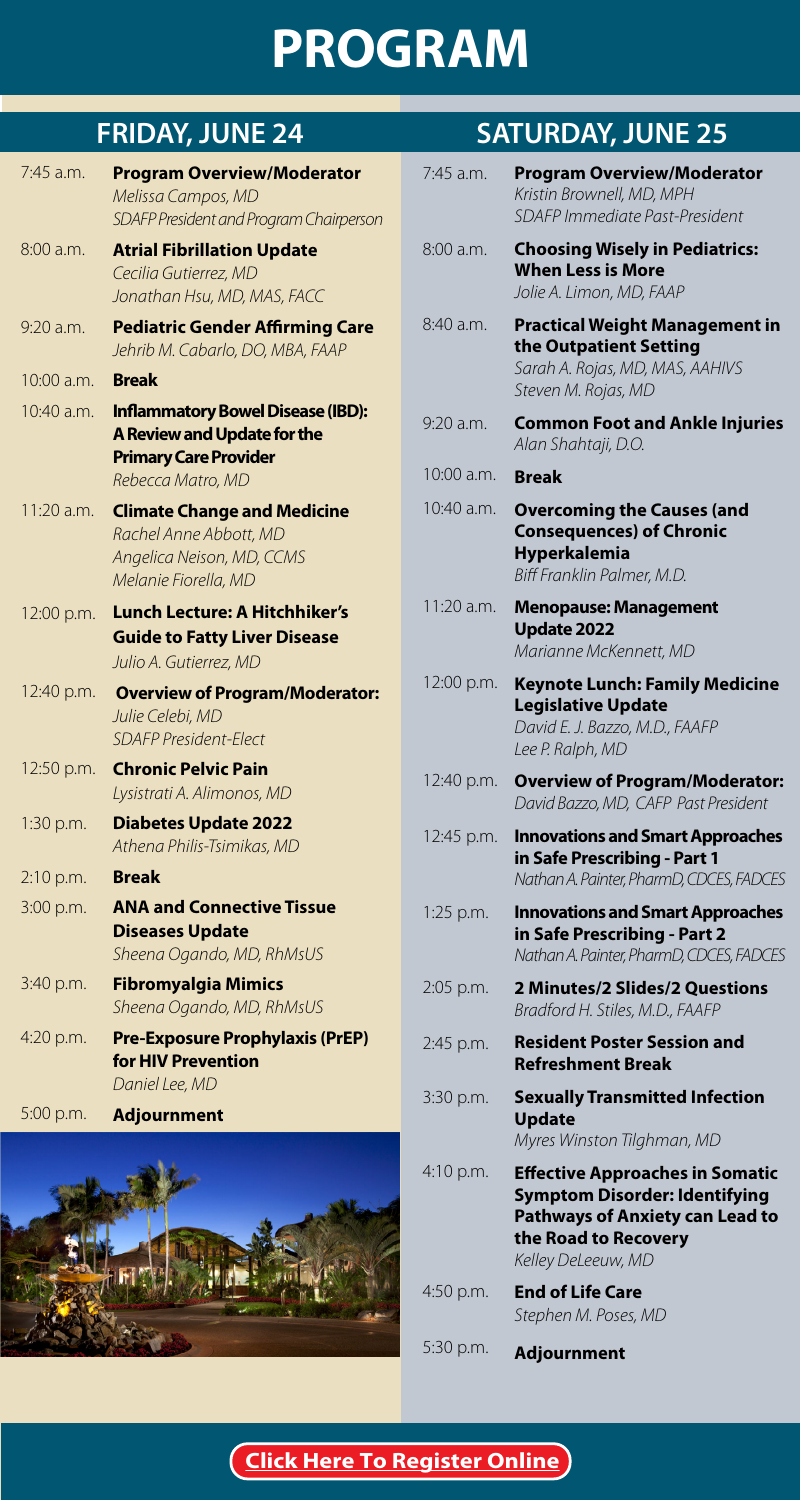# PROGRAM

## FRIDAY, JUNE 24

7:45 a.m. **Program Overview/Moderator**
*Melissa Campos, MD*
*SDAFP President and Program Chairperson*

8:00 a.m. **Atrial Fibrillation Update**
*Cecilia Gutierrez, MD*
*Jonathan Hsu, MD, MAS, FACC*

9:20 a.m. **Pediatric Gender Affirming Care**
*Jehrib M. Cabarlo, DO, MBA, FAAP*

10:00 a.m. **Break**

10:40 a.m. **Inflammatory Bowel Disease (IBD): A Review and Update for the Primary Care Provider**
*Rebecca Matro, MD*

11:20 a.m. **Climate Change and Medicine**
*Rachel Anne Abbott, MD*
*Angelica Neison, MD, CCMS*
*Melanie Fiorella, MD*

12:00 p.m. **Lunch Lecture: A Hitchhiker's Guide to Fatty Liver Disease**
*Julio A. Gutierrez, MD*

12:40 p.m. **Overview of Program/Moderator:**
*Julie Celebi, MD*
*SDAFP President-Elect*

12:50 p.m. **Chronic Pelvic Pain**
*Lysistrati A. Alimonos, MD*

1:30 p.m. **Diabetes Update 2022**
*Athena Philis-Tsimikas, MD*

2:10 p.m. **Break**

3:00 p.m. **ANA and Connective Tissue Diseases Update**
*Sheena Ogando, MD, RhMsUS*

3:40 p.m. **Fibromyalgia Mimics**
*Sheena Ogando, MD, RhMsUS*

4:20 p.m. **Pre-Exposure Prophylaxis (PrEP) for HIV Prevention**
*Daniel Lee, MD*

5:00 p.m. **Adjournment**

## SATURDAY, JUNE 25

7:45 a.m. **Program Overview/Moderator**
*Kristin Brownell, MD, MPH*
*SDAFP Immediate Past-President*

8:00 a.m. **Choosing Wisely in Pediatrics: When Less is More**
*Jolie A. Limon, MD, FAAP*

8:40 a.m. **Practical Weight Management in the Outpatient Setting**
*Sarah A. Rojas, MD, MAS, AAHIVS*
*Steven M. Rojas, MD*

9:20 a.m. **Common Foot and Ankle Injuries**
*Alan Shahtaji, D.O.*

10:00 a.m. **Break**

10:40 a.m. **Overcoming the Causes (and Consequences) of Chronic Hyperkalemia**
*Biff Franklin Palmer, M.D.*

11:20 a.m. **Menopause: Management Update 2022**
*Marianne McKennett, MD*

12:00 p.m. **Keynote Lunch: Family Medicine Legislative Update**
*David E. J. Bazzo, M.D., FAAFP*
*Lee P. Ralph, MD*

12:40 p.m. **Overview of Program/Moderator:**
*David Bazzo, MD, CAFP Past President*

12:45 p.m. **Innovations and Smart Approaches in Safe Prescribing - Part 1**
*Nathan A. Painter, PharmD, CDCES, FADCES*

1:25 p.m. **Innovations and Smart Approaches in Safe Prescribing - Part 2**
*Nathan A. Painter, PharmD, CDCES, FADCES*

2:05 p.m. **2 Minutes/2 Slides/2 Questions**
*Bradford H. Stiles, M.D., FAAFP*

2:45 p.m. **Resident Poster Session and Refreshment Break**

3:30 p.m. **Sexually Transmitted Infection Update**
*Myres Winston Tilghman, MD*

4:10 p.m. **Effective Approaches in Somatic Symptom Disorder: Identifying Pathways of Anxiety can Lead to the Road to Recovery**
*Kelley DeLeeuw, MD*

4:50 p.m. **End of Life Care**
*Stephen M. Poses, MD*

5:30 p.m. **Adjournment**

**Click Here To Register Online**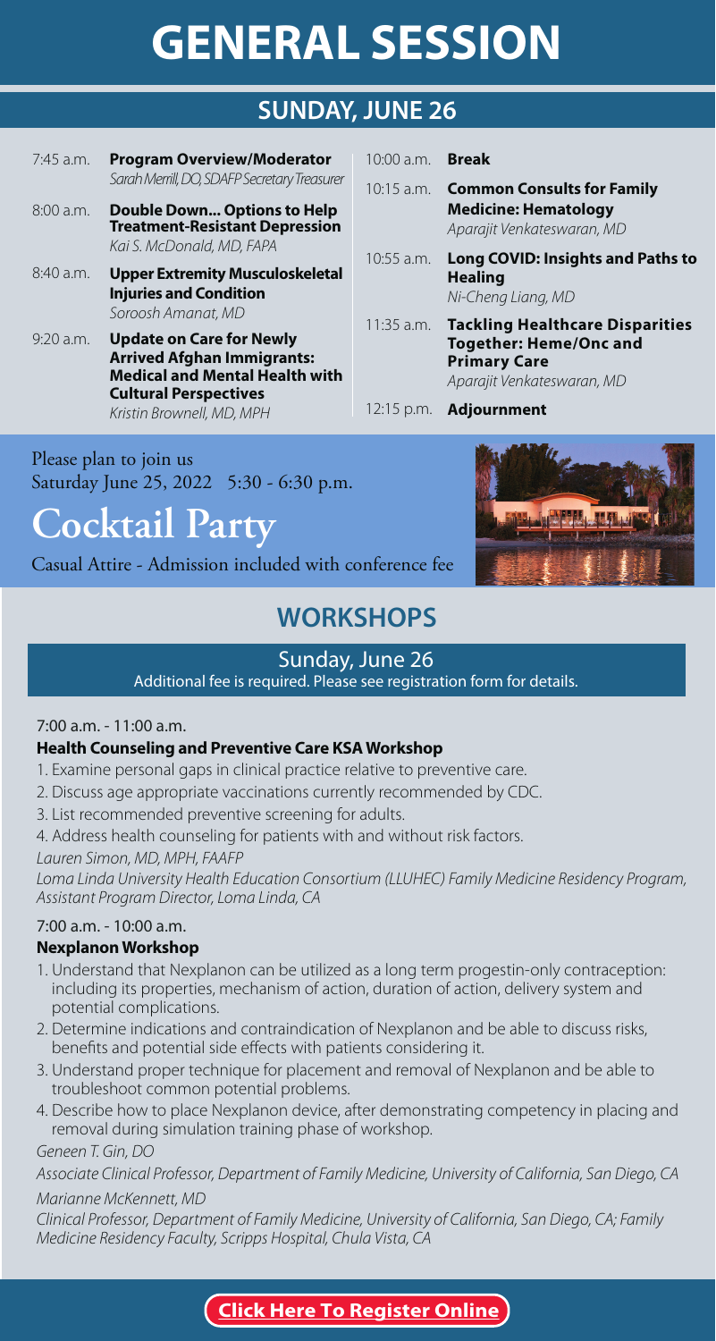# GENERAL SESSION

## SUNDAY, JUNE 26

7:45 a.m. **Program Overview/Moderator**
*Sarah Merrill, DO, SDAFP Secretary Treasurer*

8:00 a.m. **Double Down... Options to Help Treatment-Resistant Depression**
*Kai S. McDonald, MD, FAPA*

8:40 a.m. **Upper Extremity Musculoskeletal Injuries and Condition**
*Soroosh Amanat, MD*

9:20 a.m. **Update on Care for Newly Arrived Afghan Immigrants: Medical and Mental Health with Cultural Perspectives**
*Kristin Brownell, MD, MPH*

10:00 a.m. **Break**

10:15 a.m. **Common Consults for Family Medicine: Hematology**
*Aparajit Venkateswaran, MD*

10:55 a.m. **Long COVID: Insights and Paths to Healing**
*Ni-Cheng Liang, MD*

11:35 a.m. **Tackling Healthcare Disparities Together: Heme/Onc and Primary Care**
*Aparajit Venkateswaran, MD*

12:15 p.m. **Adjournment**

Please plan to join us
Saturday June 25, 2022 5:30 - 6:30 p.m.

## Cocktail Party

Casual Attire - Admission included with conference fee

# WORKSHOPS

## Sunday, June 26

Additional fee is required. Please see registration form for details.

7:00 a.m. - 11:00 a.m.

### Health Counseling and Preventive Care KSA Workshop

1. Examine personal gaps in clinical practice relative to preventive care.
2. Discuss age appropriate vaccinations currently recommended by CDC.
3. List recommended preventive screening for adults.
4. Address health counseling for patients with and without risk factors.

*Lauren Simon, MD, MPH, FAAFP*

*Loma Linda University Health Education Consortium (LLUHEC) Family Medicine Residency Program, Assistant Program Director, Loma Linda, CA*

7:00 a.m. - 10:00 a.m.

### Nexplanon Workshop

1. Understand that Nexplanon can be utilized as a long term progestin-only contraception: including its properties, mechanism of action, duration of action, delivery system and potential complications.
2. Determine indications and contraindication of Nexplanon and be able to discuss risks, benefits and potential side effects with patients considering it.
3. Understand proper technique for placement and removal of Nexplanon and be able to troubleshoot common potential problems.
4. Describe how to place Nexplanon device, after demonstrating competency in placing and removal during simulation training phase of workshop.

*Geneen T. Gin, DO*

*Associate Clinical Professor, Department of Family Medicine, University of California, San Diego, CA*

*Marianne McKennett, MD*

*Clinical Professor, Department of Family Medicine, University of California, San Diego, CA; Family Medicine Residency Faculty, Scripps Hospital, Chula Vista, CA*

**Click Here To Register Online**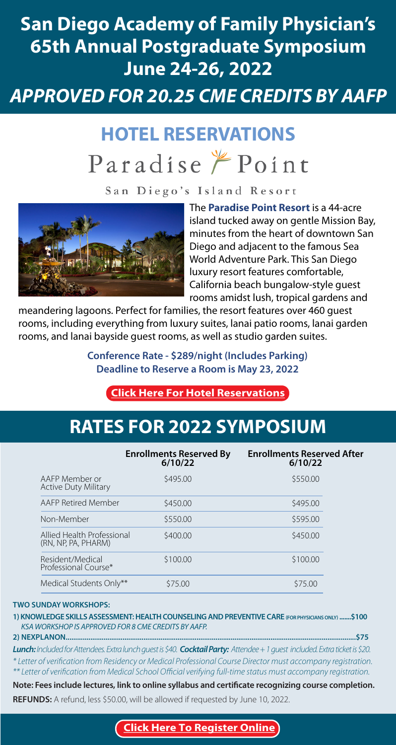# San Diego Academy of Family Physician's 65th Annual Postgraduate Symposium June 24-26, 2022

## *APPROVED FOR 20.25 CME CREDITS BY AAFP*

## HOTEL RESERVATIONS

Paradise Point

San Diego's Island Resort

The **Paradise Point Resort** is a 44-acre island tucked away on gentle Mission Bay, minutes from the heart of downtown San Diego and adjacent to the famous Sea World Adventure Park. This San Diego luxury resort features comfortable, California beach bungalow-style guest rooms amidst lush, tropical gardens and meandering lagoons. Perfect for families, the resort features over 460 guest rooms, including everything from luxury suites, lanai patio rooms, lanai garden rooms, and lanai bayside guest rooms, as well as studio garden suites.

**Conference Rate - $289/night (Includes Parking)**
**Deadline to Reserve a Room is May 23, 2022**

**Click Here For Hotel Reservations**

## RATES FOR 2022 SYMPOSIUM

| | Enrollments Reserved By 6/10/22 | Enrollments Reserved After 6/10/22 |
|---|---|---|
| AAFP Member or Active Duty Military | $495.00 | $550.00 |
| AAFP Retired Member | $450.00 | $495.00 |
| Non-Member | $550.00 | $595.00 |
| Allied Health Professional (RN, NP, PA, PHARM) | $400.00 | $450.00 |
| Resident/Medical Professional Course* | $100.00 | $100.00 |
| Medical Students Only** | $75.00 | $75.00 |

**TWO SUNDAY WORKSHOPS:**

**1) KNOWLEDGE SKILLS ASSESSMENT: HEALTH COUNSELING AND PREVENTIVE CARE (FOR PHYSICIANS ONLY) .......$100**
*KSA WORKSHOP IS APPROVED FOR 8 CME CREDITS BY AAFP.*

**2) NEXPLANON..............................................................................................................................................$75**

***Lunch:*** *Included for Attendees. Extra lunch guest is $40.* ***Cocktail Party:*** *Attendee + 1 guest included. Extra ticket is $20.*

*\* Letter of verification from Residency or Medical Professional Course Director must accompany registration.*

*\*\* Letter of verification from Medical School Official verifying full-time status must accompany registration.*

**Note: Fees include lectures, link to online syllabus and certificate recognizing course completion.**

**REFUNDS:** A refund, less $50.00, will be allowed if requested by June 10, 2022.

**Click Here To Register Online**